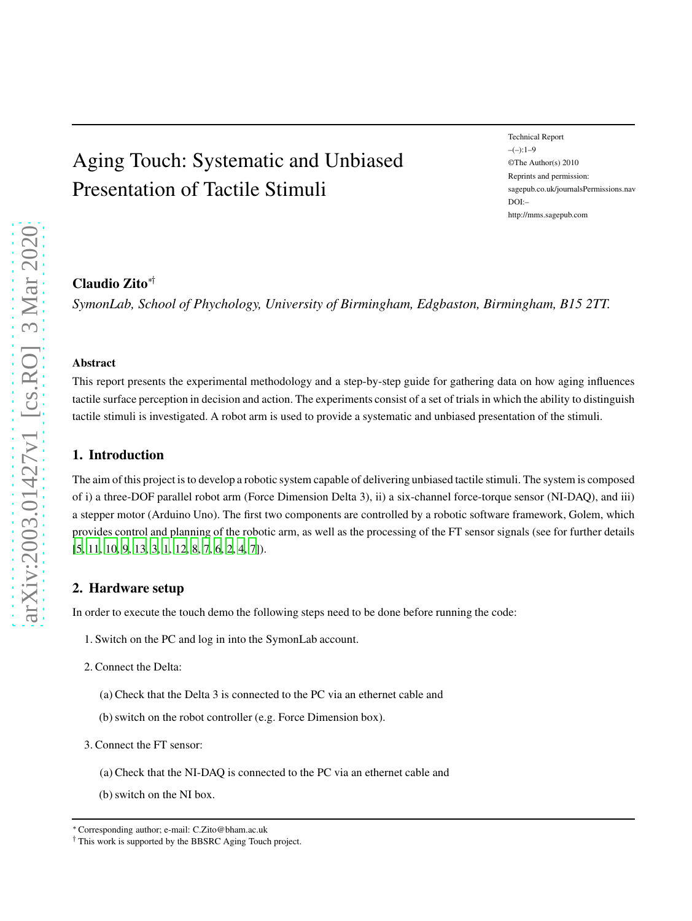# Aging Touch: Systematic and Unbiased Presentation of Tactile Stimuli

Technical Report
–(–):1–9
©The Author(s) 2010
Reprints and permission:
sagepub.co.uk/journalsPermissions.nav
DOI:–
http://mms.sagepub.com

**Claudio Zito**[*†]

*SymonLab, School of Phychology, University of Birmingham, Edgbaston, Birmingham, B15 2TT.*

### Abstract

This report presents the experimental methodology and a step-by-step guide for gathering data on how aging influences tactile surface perception in decision and action. The experiments consist of a set of trials in which the ability to distinguish tactile stimuli is investigated. A robot arm is used to provide a systematic and unbiased presentation of the stimuli.

## 1. Introduction

The aim of this project is to develop a robotic system capable of delivering unbiased tactile stimuli. The system is composed of i) a three-DOF parallel robot arm (Force Dimension Delta 3), ii) a six-channel force-torque sensor (NI-DAQ), and iii) a stepper motor (Arduino Uno). The first two components are controlled by a robotic software framework, Golem, which provides control and planning of the robotic arm, as well as the processing of the FT sensor signals (see for further details [5, 11, 10, 9, 13, 3, 1, 12, 8, 7, 6, 2, 4, 7]).

## 2. Hardware setup

In order to execute the touch demo the following steps need to be done before running the code:

1. Switch on the PC and log in into the SymonLab account.
2. Connect the Delta:
   (a) Check that the Delta 3 is connected to the PC via an ethernet cable and
   (b) switch on the robot controller (e.g. Force Dimension box).
3. Connect the FT sensor:
   (a) Check that the NI-DAQ is connected to the PC via an ethernet cable and
   (b) switch on the NI box.

[*] Corresponding author; e-mail: C.Zito@bham.ac.uk
[†] This work is supported by the BBSRC Aging Touch project.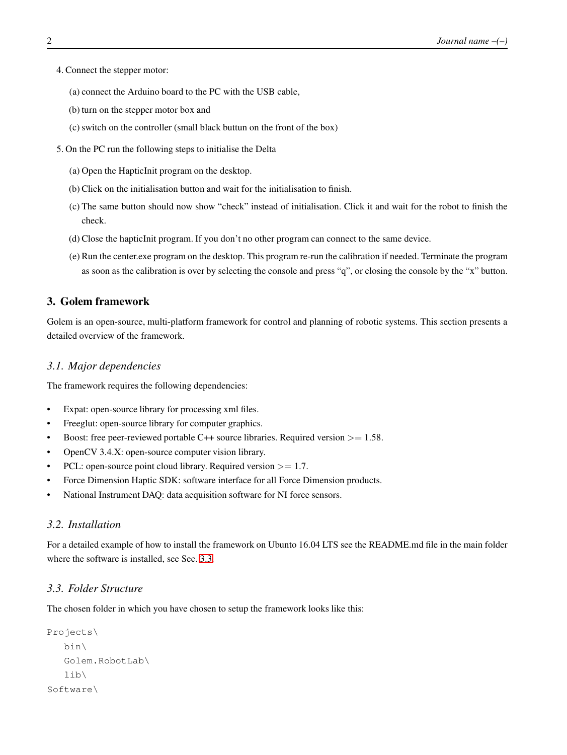4. Connect the stepper motor:

   (a) connect the Arduino board to the PC with the USB cable,

   (b) turn on the stepper motor box and

   (c) switch on the controller (small black buttun on the front of the box)

5. On the PC run the following steps to initialise the Delta

   (a) Open the HapticInit program on the desktop.

   (b) Click on the initialisation button and wait for the initialisation to finish.

   (c) The same button should now show "check" instead of initialisation. Click it and wait for the robot to finish the check.

   (d) Close the hapticInit program. If you don't no other program can connect to the same device.

   (e) Run the center.exe program on the desktop. This program re-run the calibration if needed. Terminate the program as soon as the calibration is over by selecting the console and press "q", or closing the console by the "x" button.

## 3. Golem framework

Golem is an open-source, multi-platform framework for control and planning of robotic systems. This section presents a detailed overview of the framework.

### 3.1. Major dependencies

The framework requires the following dependencies:

- Expat: open-source library for processing xml files.
- Freeglut: open-source library for computer graphics.
- Boost: free peer-reviewed portable C++ source libraries. Required version >= 1.58.
- OpenCV 3.4.X: open-source computer vision library.
- PCL: open-source point cloud library. Required version >= 1.7.
- Force Dimension Haptic SDK: software interface for all Force Dimension products.
- National Instrument DAQ: data acquisition software for NI force sensors.

### 3.2. Installation

For a detailed example of how to install the framework on Ubuntu 16.04 LTS see the README.md file in the main folder where the software is installed, see Sec. 3.3

### 3.3. Folder Structure

The chosen folder in which you have chosen to setup the framework looks like this:

```
Projects\
   bin\
   Golem.RobotLab\
   lib\
Software\
```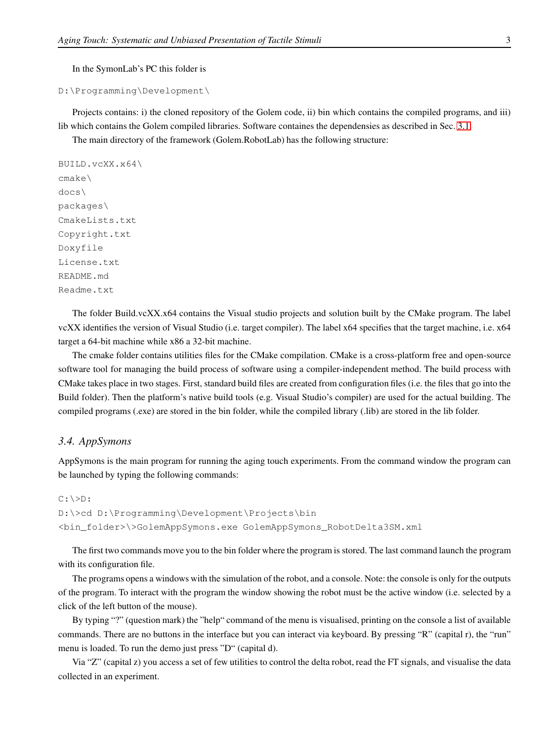In the SymonLab's PC this folder is

```
D:\Programming\Development\
```

Projects contains: i) the cloned repository of the Golem code, ii) bin which contains the compiled programs, and iii) lib which contains the Golem compiled libraries. Software containes the dependensies as described in Sec. 3.1.

The main directory of the framework (Golem.RobotLab) has the following structure:

```
BUILD.vcXX.x64\
cmake\
docs\
packages\
CmakeLists.txt
Copyright.txt
Doxyfile
License.txt
README.md
Readme.txt
```

The folder Build.vcXX.x64 contains the Visual studio projects and solution built by the CMake program. The label vcXX identifies the version of Visual Studio (i.e. target compiler). The label x64 specifies that the target machine, i.e. x64 target a 64-bit machine while x86 a 32-bit machine.

The cmake folder contains utilities files for the CMake compilation. CMake is a cross-platform free and open-source software tool for managing the build process of software using a compiler-independent method. The build process with CMake takes place in two stages. First, standard build files are created from configuration files (i.e. the files that go into the Build folder). Then the platform's native build tools (e.g. Visual Studio's compiler) are used for the actual building. The compiled programs (.exe) are stored in the bin folder, while the compiled library (.lib) are stored in the lib folder.

### 3.4. AppSymons

AppSymons is the main program for running the aging touch experiments. From the command window the program can be launched by typing the following commands:

```
C:\>D:
D:\>cd D:\Programming\Development\Projects\bin
<bin_folder>\>GolemAppSymons.exe GolemAppSymons_RobotDelta3SM.xml
```

The first two commands move you to the bin folder where the program is stored. The last command launch the program with its configuration file.

The programs opens a windows with the simulation of the robot, and a console. Note: the console is only for the outputs of the program. To interact with the program the window showing the robot must be the active window (i.e. selected by a click of the left button of the mouse).

By typing "?" (question mark) the "help" command of the menu is visualised, printing on the console a list of available commands. There are no buttons in the interface but you can interact via keyboard. By pressing "R" (capital r), the "run" menu is loaded. To run the demo just press "D" (capital d).

Via "Z" (capital z) you access a set of few utilities to control the delta robot, read the FT signals, and visualise the data collected in an experiment.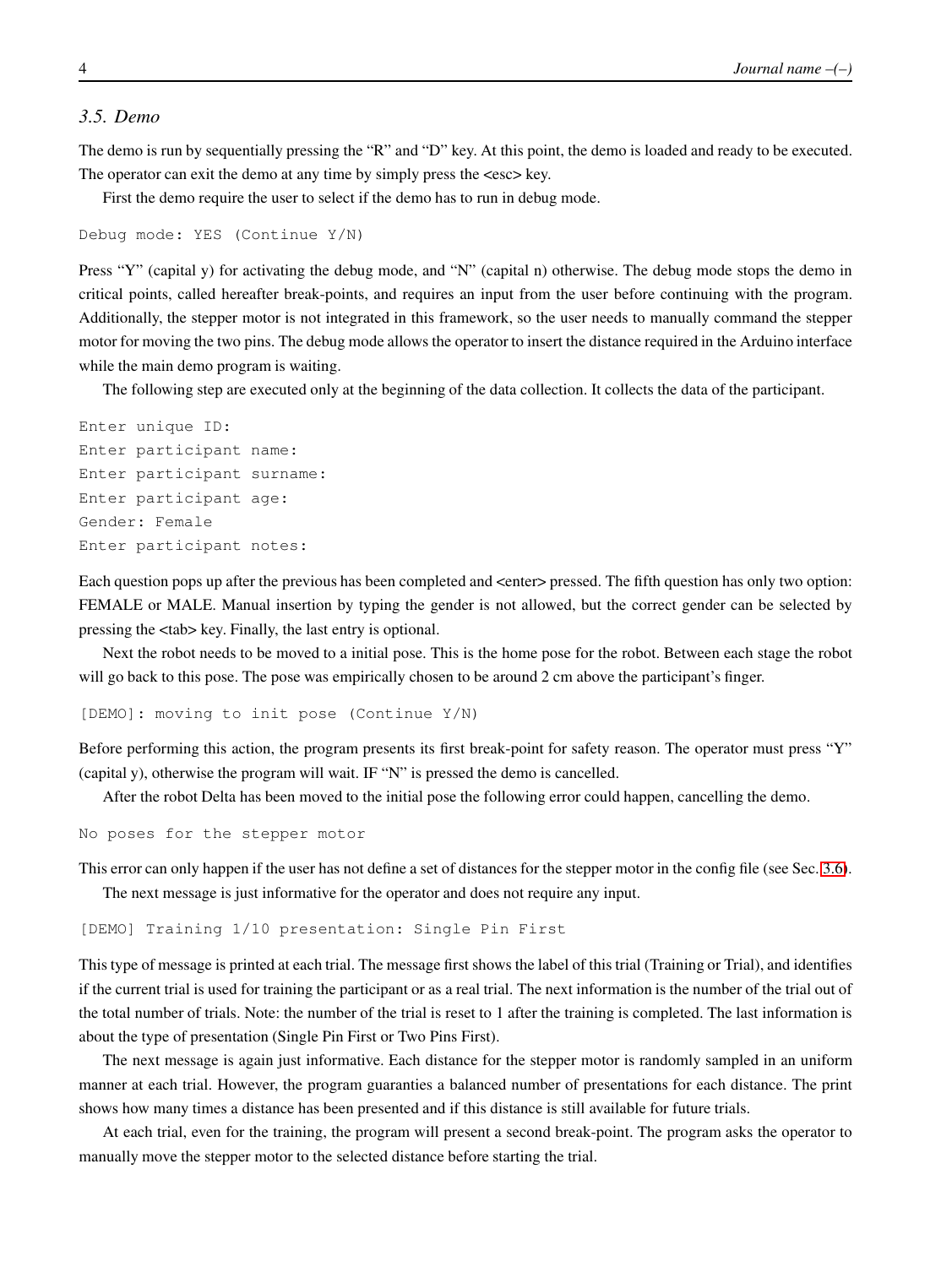### 3.5. Demo

The demo is run by sequentially pressing the “R” and “D” key. At this point, the demo is loaded and ready to be executed. The operator can exit the demo at any time by simply press the <esc> key.

First the demo require the user to select if the demo has to run in debug mode.

```
Debug mode: YES (Continue Y/N)
```

Press “Y” (capital y) for activating the debug mode, and “N” (capital n) otherwise. The debug mode stops the demo in critical points, called hereafter break-points, and requires an input from the user before continuing with the program. Additionally, the stepper motor is not integrated in this framework, so the user needs to manually command the stepper motor for moving the two pins. The debug mode allows the operator to insert the distance required in the Arduino interface while the main demo program is waiting.

The following step are executed only at the beginning of the data collection. It collects the data of the participant.

```
Enter unique ID:
Enter participant name:
Enter participant surname:
Enter participant age:
Gender: Female
Enter participant notes:
```

Each question pops up after the previous has been completed and <enter> pressed. The fifth question has only two option: FEMALE or MALE. Manual insertion by typing the gender is not allowed, but the correct gender can be selected by pressing the <tab> key. Finally, the last entry is optional.

Next the robot needs to be moved to a initial pose. This is the home pose for the robot. Between each stage the robot will go back to this pose. The pose was empirically chosen to be around 2 cm above the participant’s finger.

```
[DEMO]: moving to init pose (Continue Y/N)
```

Before performing this action, the program presents its first break-point for safety reason. The operator must press “Y” (capital y), otherwise the program will wait. IF “N” is pressed the demo is cancelled.

After the robot Delta has been moved to the initial pose the following error could happen, cancelling the demo.

```
No poses for the stepper motor
```

This error can only happen if the user has not define a set of distances for the stepper motor in the config file (see Sec. 3.6).

The next message is just informative for the operator and does not require any input.

```
[DEMO] Training 1/10 presentation: Single Pin First
```

This type of message is printed at each trial. The message first shows the label of this trial (Training or Trial), and identifies if the current trial is used for training the participant or as a real trial. The next information is the number of the trial out of the total number of trials. Note: the number of the trial is reset to 1 after the training is completed. The last information is about the type of presentation (Single Pin First or Two Pins First).

The next message is again just informative. Each distance for the stepper motor is randomly sampled in an uniform manner at each trial. However, the program guaranties a balanced number of presentations for each distance. The print shows how many times a distance has been presented and if this distance is still available for future trials.

At each trial, even for the training, the program will present a second break-point. The program asks the operator to manually move the stepper motor to the selected distance before starting the trial.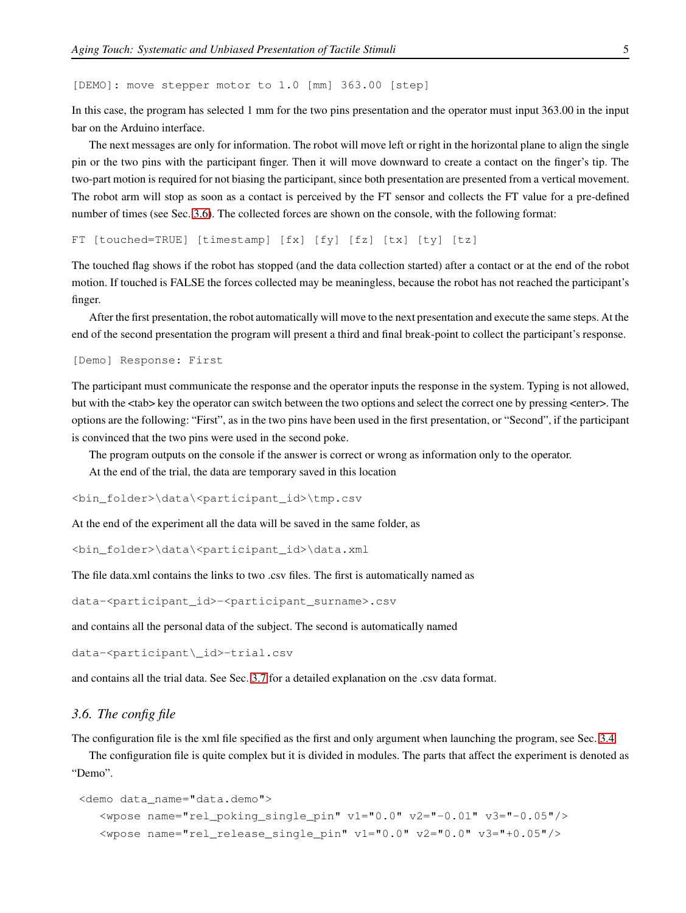```
[DEMO]: move stepper motor to 1.0 [mm] 363.00 [step]
```

In this case, the program has selected 1 mm for the two pins presentation and the operator must input 363.00 in the input bar on the Arduino interface.

The next messages are only for information. The robot will move left or right in the horizontal plane to align the single pin or the two pins with the participant finger. Then it will move downward to create a contact on the finger's tip. The two-part motion is required for not biasing the participant, since both presentation are presented from a vertical movement. The robot arm will stop as soon as a contact is perceived by the FT sensor and collects the FT value for a pre-defined number of times (see Sec. 3.6). The collected forces are shown on the console, with the following format:

```
FT [touched=TRUE] [timestamp] [fx] [fy] [fz] [tx] [ty] [tz]
```

The touched flag shows if the robot has stopped (and the data collection started) after a contact or at the end of the robot motion. If touched is FALSE the forces collected may be meaningless, because the robot has not reached the participant's finger.

After the first presentation, the robot automatically will move to the next presentation and execute the same steps. At the end of the second presentation the program will present a third and final break-point to collect the participant's response.

```
[Demo] Response: First
```

The participant must communicate the response and the operator inputs the response in the system. Typing is not allowed, but with the <tab> key the operator can switch between the two options and select the correct one by pressing <enter>. The options are the following: "First", as in the two pins have been used in the first presentation, or "Second", if the participant is convinced that the two pins were used in the second poke.

The program outputs on the console if the answer is correct or wrong as information only to the operator.

At the end of the trial, the data are temporary saved in this location

```
<bin_folder>\data\<participant_id>\tmp.csv
```

At the end of the experiment all the data will be saved in the same folder, as

```
<bin_folder>\data\<participant_id>\data.xml
```

The file data.xml contains the links to two .csv files. The first is automatically named as

```
data-<participant_id>-<participant_surname>.csv
```

and contains all the personal data of the subject. The second is automatically named

```
data-<participant\_id>-trial.csv
```

and contains all the trial data. See Sec. 3.7 for a detailed explanation on the .csv data format.

### *3.6. The config file*

The configuration file is the xml file specified as the first and only argument when launching the program, see Sec. 3.4.

The configuration file is quite complex but it is divided in modules. The parts that affect the experiment is denoted as "Demo".

```
<demo data_name="data.demo">
    <wpose name="rel_poking_single_pin" v1="0.0" v2="-0.01" v3="-0.05"/>
    <wpose name="rel_release_single_pin" v1="0.0" v2="0.0" v3="+0.05"/>
```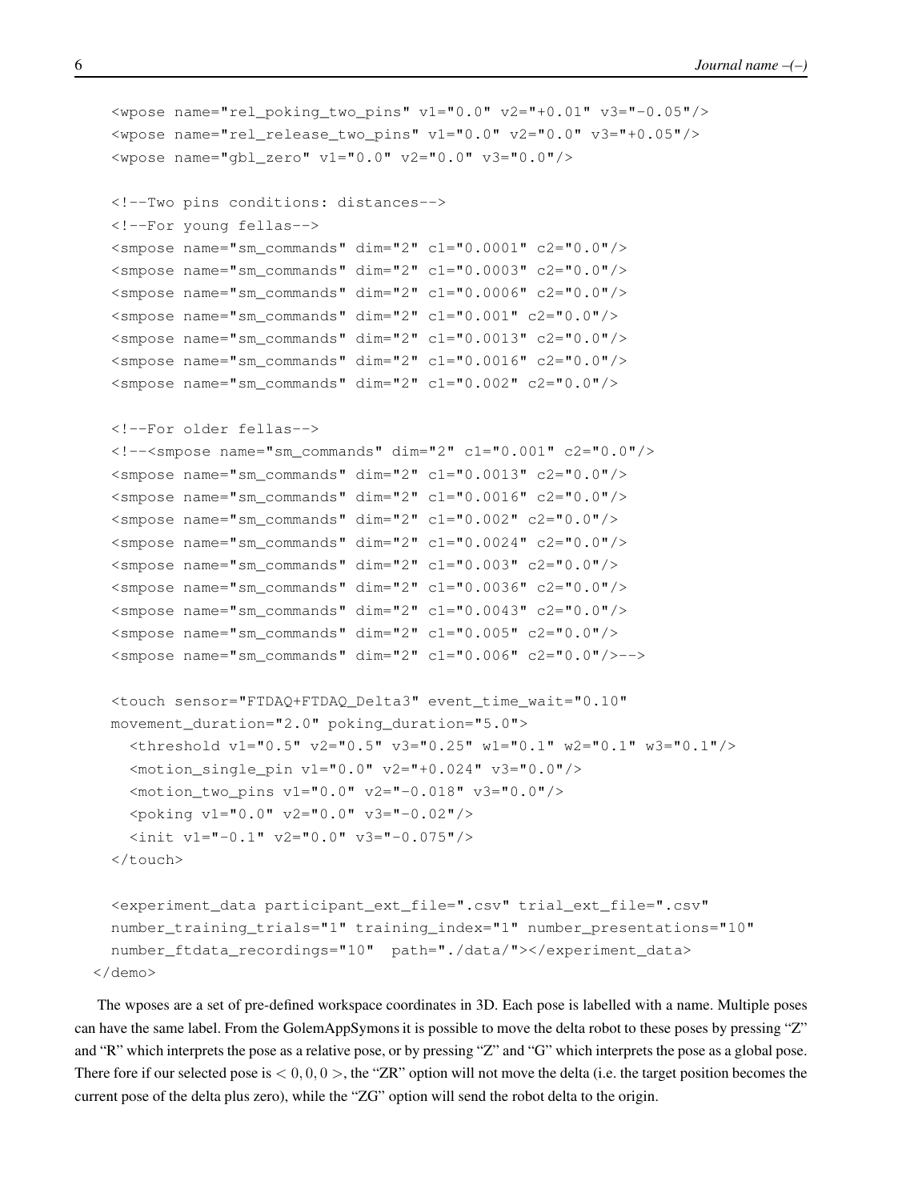```
    <wpose name="rel_poking_two_pins" v1="0.0" v2="+0.01" v3="-0.05"/>
    <wpose name="rel_release_two_pins" v1="0.0" v2="0.0" v3="+0.05"/>
    <wpose name="gbl_zero" v1="0.0" v2="0.0" v3="0.0"/>

    <!--Two pins conditions: distances-->
    <!--For young fellas-->
    <smpose name="sm_commands" dim="2" c1="0.0001" c2="0.0"/>
    <smpose name="sm_commands" dim="2" c1="0.0003" c2="0.0"/>
    <smpose name="sm_commands" dim="2" c1="0.0006" c2="0.0"/>
    <smpose name="sm_commands" dim="2" c1="0.001" c2="0.0"/>
    <smpose name="sm_commands" dim="2" c1="0.0013" c2="0.0"/>
    <smpose name="sm_commands" dim="2" c1="0.0016" c2="0.0"/>
    <smpose name="sm_commands" dim="2" c1="0.002" c2="0.0"/>

    <!--For older fellas-->
    <!--<smpose name="sm_commands" dim="2" c1="0.001" c2="0.0"/>
    <smpose name="sm_commands" dim="2" c1="0.0013" c2="0.0"/>
    <smpose name="sm_commands" dim="2" c1="0.0016" c2="0.0"/>
    <smpose name="sm_commands" dim="2" c1="0.002" c2="0.0"/>
    <smpose name="sm_commands" dim="2" c1="0.0024" c2="0.0"/>
    <smpose name="sm_commands" dim="2" c1="0.003" c2="0.0"/>
    <smpose name="sm_commands" dim="2" c1="0.0036" c2="0.0"/>
    <smpose name="sm_commands" dim="2" c1="0.0043" c2="0.0"/>
    <smpose name="sm_commands" dim="2" c1="0.005" c2="0.0"/>
    <smpose name="sm_commands" dim="2" c1="0.006" c2="0.0"/>-->

    <touch sensor="FTDAQ+FTDAQ_Delta3" event_time_wait="0.10"
    movement_duration="2.0" poking_duration="5.0">
      <threshold v1="0.5" v2="0.5" v3="0.25" w1="0.1" w2="0.1" w3="0.1"/>
      <motion_single_pin v1="0.0" v2="+0.024" v3="0.0"/>
      <motion_two_pins v1="0.0" v2="-0.018" v3="0.0"/>
      <poking v1="0.0" v2="0.0" v3="-0.02"/>
      <init v1="-0.1" v2="0.0" v3="-0.075"/>
    </touch>

    <experiment_data participant_ext_file=".csv" trial_ext_file=".csv"
    number_training_trials="1" training_index="1" number_presentations="10"
    number_ftdata_recordings="10"  path="./data/"></experiment_data>
  </demo>
```

The wposes are a set of pre-defined workspace coordinates in 3D. Each pose is labelled with a name. Multiple poses can have the same label. From the GolemAppSymons it is possible to move the delta robot to these poses by pressing "Z" and "R" which interprets the pose as a relative pose, or by pressing "Z" and "G" which interprets the pose as a global pose. There fore if our selected pose is $< 0, 0, 0 >$, the "ZR" option will not move the delta (i.e. the target position becomes the current pose of the delta plus zero), while the "ZG" option will send the robot delta to the origin.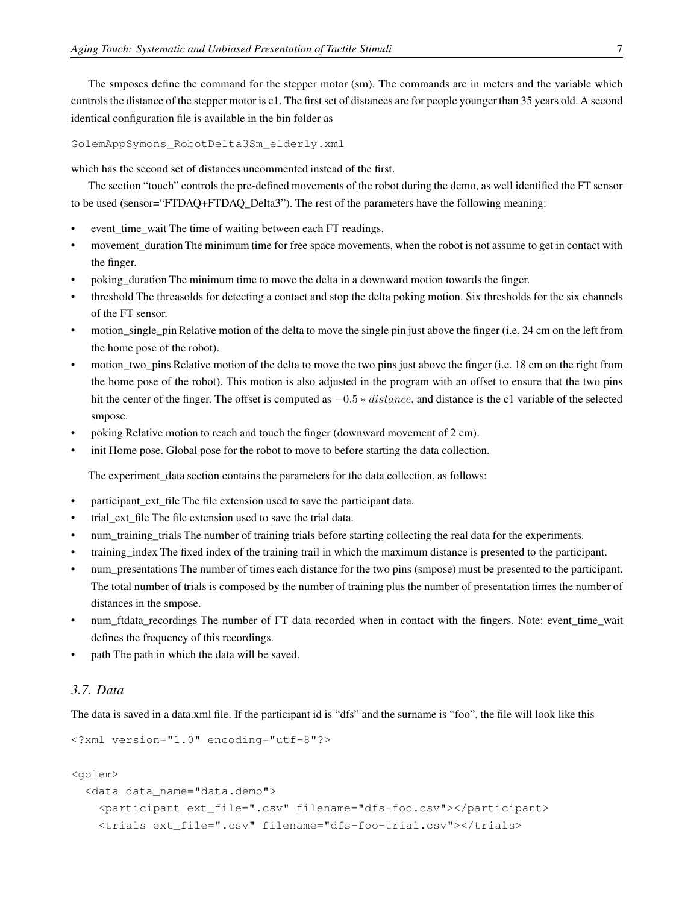The smposes define the command for the stepper motor (sm). The commands are in meters and the variable which controls the distance of the stepper motor is c1. The first set of distances are for people younger than 35 years old. A second identical configuration file is available in the bin folder as

```
GolemAppSymons_RobotDelta3Sm_elderly.xml
```

which has the second set of distances uncommented instead of the first.

The section "touch" controls the pre-defined movements of the robot during the demo, as well identified the FT sensor to be used (sensor="FTDAQ+FTDAQ_Delta3"). The rest of the parameters have the following meaning:

- event_time_wait The time of waiting between each FT readings.
- movement_duration The minimum time for free space movements, when the robot is not assume to get in contact with the finger.
- poking_duration The minimum time to move the delta in a downward motion towards the finger.
- threshold The threasolds for detecting a contact and stop the delta poking motion. Six thresholds for the six channels of the FT sensor.
- motion_single_pin Relative motion of the delta to move the single pin just above the finger (i.e. 24 cm on the left from the home pose of the robot).
- motion_two_pins Relative motion of the delta to move the two pins just above the finger (i.e. 18 cm on the right from the home pose of the robot). This motion is also adjusted in the program with an offset to ensure that the two pins hit the center of the finger. The offset is computed as $-0.5 * distance$, and distance is the c1 variable of the selected smpose.
- poking Relative motion to reach and touch the finger (downward movement of 2 cm).
- init Home pose. Global pose for the robot to move to before starting the data collection.

The experiment_data section contains the parameters for the data collection, as follows:

- participant_ext_file The file extension used to save the participant data.
- trial_ext_file The file extension used to save the trial data.
- num_training_trials The number of training trials before starting collecting the real data for the experiments.
- training_index The fixed index of the training trail in which the maximum distance is presented to the participant.
- num_presentations The number of times each distance for the two pins (smpose) must be presented to the participant. The total number of trials is composed by the number of training plus the number of presentation times the number of distances in the smpose.
- num_ftdata_recordings The number of FT data recorded when in contact with the fingers. Note: event_time_wait defines the frequency of this recordings.
- path The path in which the data will be saved.

### *3.7. Data*

The data is saved in a data.xml file. If the participant id is "dfs" and the surname is "foo", the file will look like this

```
<?xml version="1.0" encoding="utf-8"?>

<golem>
  <data data_name="data.demo">
    <participant ext_file=".csv" filename="dfs-foo.csv"></participant>
    <trials ext_file=".csv" filename="dfs-foo-trial.csv"></trials>
```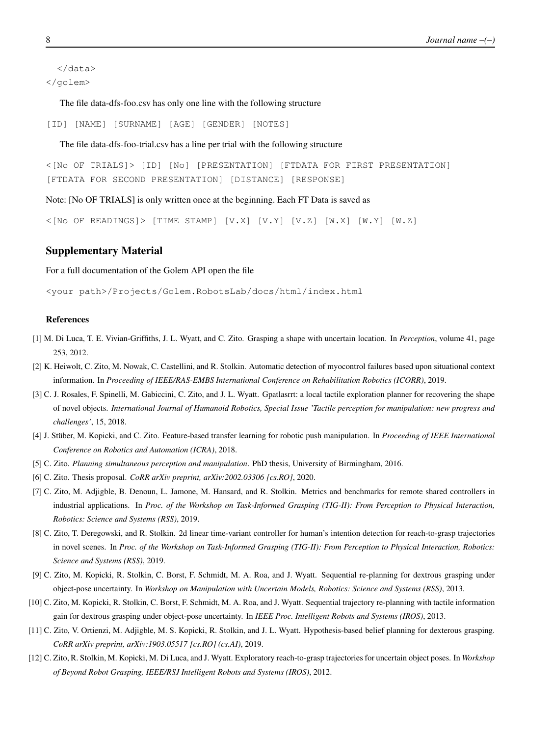```
  </data>
</golem>
```

The file data-dfs-foo.csv has only one line with the following structure

```
[ID] [NAME] [SURNAME] [AGE] [GENDER] [NOTES]
```

The file data-dfs-foo-trial.csv has a line per trial with the following structure

```
<[No OF TRIALS]> [ID] [No] [PRESENTATION] [FTDATA FOR FIRST PRESENTATION]
[FTDATA FOR SECOND PRESENTATION] [DISTANCE] [RESPONSE]
```

Note: [No OF TRIALS] is only written once at the beginning. Each FT Data is saved as

```
<[No OF READINGS]> [TIME STAMP] [V.X] [V.Y] [V.Z] [W.X] [W.Y] [W.Z]
```

## Supplementary Material

For a full documentation of the Golem API open the file

```
<your path>/Projects/Golem.RobotsLab/docs/html/index.html
```

### References

[1] M. Di Luca, T. E. Vivian-Griffiths, J. L. Wyatt, and C. Zito. Grasping a shape with uncertain location. In *Perception*, volume 41, page 253, 2012.

[2] K. Heiwolt, C. Zito, M. Nowak, C. Castellini, and R. Stolkin. Automatic detection of myocontrol failures based upon situational context information. In *Proceeding of IEEE/RAS-EMBS International Conference on Rehabilitation Robotics (ICORR)*, 2019.

[3] C. J. Rosales, F. Spinelli, M. Gabiccini, C. Zito, and J. L. Wyatt. Gpatlasrrt: a local tactile exploration planner for recovering the shape of novel objects. *International Journal of Humanoid Robotics, Special Issue 'Tactile perception for manipulation: new progress and challenges'*, 15, 2018.

[4] J. Stüber, M. Kopicki, and C. Zito. Feature-based transfer learning for robotic push manipulation. In *Proceeding of IEEE International Conference on Robotics and Automation (ICRA)*, 2018.

[5] C. Zito. *Planning simultaneous perception and manipulation*. PhD thesis, University of Birmingham, 2016.

[6] C. Zito. Thesis proposal. *CoRR arXiv preprint, arXiv:2002.03306 [cs.RO]*, 2020.

[7] C. Zito, M. Adjigble, B. Denoun, L. Jamone, M. Hansard, and R. Stolkin. Metrics and benchmarks for remote shared controllers in industrial applications. In *Proc. of the Workshop on Task-Informed Grasping (TIG-II): From Perception to Physical Interaction, Robotics: Science and Systems (RSS)*, 2019.

[8] C. Zito, T. Deregowski, and R. Stolkin. 2d linear time-variant controller for human's intention detection for reach-to-grasp trajectories in novel scenes. In *Proc. of the Workshop on Task-Informed Grasping (TIG-II): From Perception to Physical Interaction, Robotics: Science and Systems (RSS)*, 2019.

[9] C. Zito, M. Kopicki, R. Stolkin, C. Borst, F. Schmidt, M. A. Roa, and J. Wyatt. Sequential re-planning for dextrous grasping under object-pose uncertainty. In *Workshop on Manipulation with Uncertain Models, Robotics: Science and Systems (RSS)*, 2013.

[10] C. Zito, M. Kopicki, R. Stolkin, C. Borst, F. Schmidt, M. A. Roa, and J. Wyatt. Sequential trajectory re-planning with tactile information gain for dextrous grasping under object-pose uncertainty. In *IEEE Proc. Intelligent Robots and Systems (IROS)*, 2013.

[11] C. Zito, V. Ortienzi, M. Adjigble, M. S. Kopicki, R. Stolkin, and J. L. Wyatt. Hypothesis-based belief planning for dexterous grasping. *CoRR arXiv preprint, arXiv:1903.05517 [cs.RO] (cs.AI)*, 2019.

[12] C. Zito, R. Stolkin, M. Kopicki, M. Di Luca, and J. Wyatt. Exploratory reach-to-grasp trajectories for uncertain object poses. In *Workshop of Beyond Robot Grasping, IEEE/RSJ Intelligent Robots and Systems (IROS)*, 2012.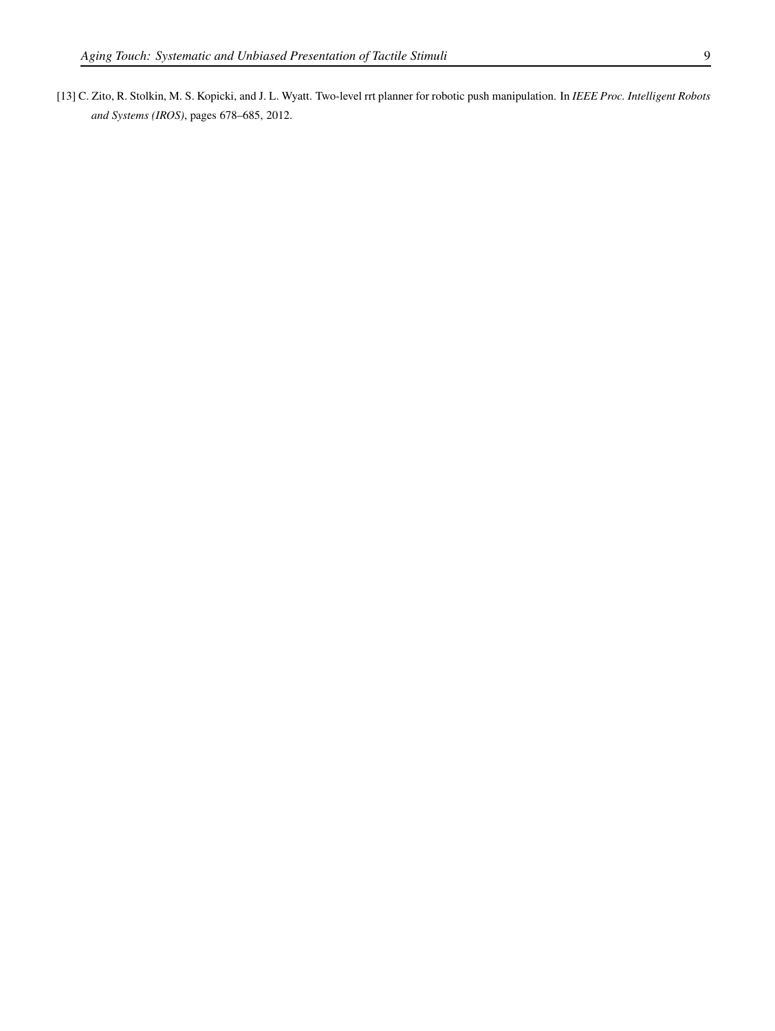[13] C. Zito, R. Stolkin, M. S. Kopicki, and J. L. Wyatt. Two-level rrt planner for robotic push manipulation. In *IEEE Proc. Intelligent Robots and Systems (IROS)*, pages 678–685, 2012.